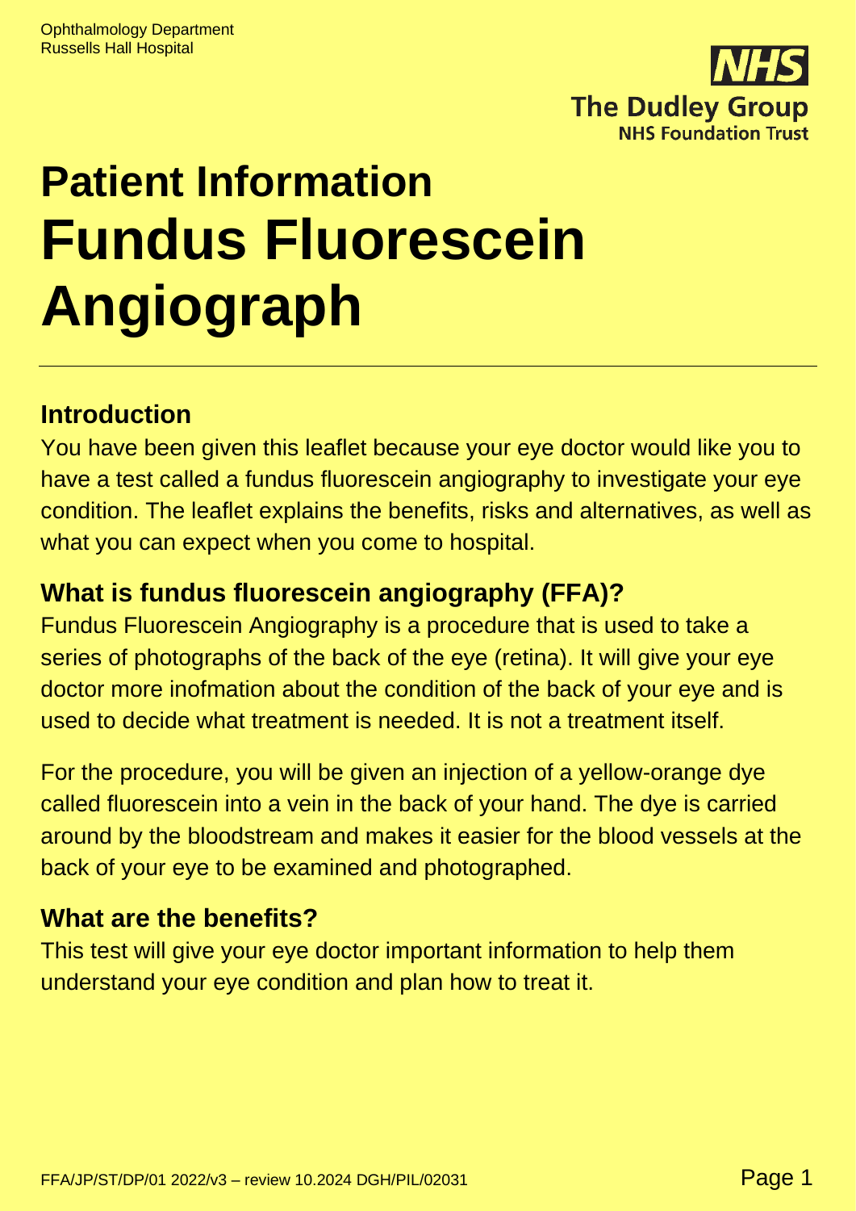Ophthalmology Department
Russells Hall Hospital

# Patient Information
# Fundus Fluorescein Angiograph

## Introduction

You have been given this leaflet because your eye doctor would like you to have a test called a fundus fluorescein angiography to investigate your eye condition. The leaflet explains the benefits, risks and alternatives, as well as what you can expect when you come to hospital.

## What is fundus fluorescein angiography (FFA)?

Fundus Fluorescein Angiography is a procedure that is used to take a series of photographs of the back of the eye (retina). It will give your eye doctor more inofmation about the condition of the back of your eye and is used to decide what treatment is needed. It is not a treatment itself.

For the procedure, you will be given an injection of a yellow-orange dye called fluorescein into a vein in the back of your hand. The dye is carried around by the bloodstream and makes it easier for the blood vessels at the back of your eye to be examined and photographed.

## What are the benefits?

This test will give your eye doctor important information to help them understand your eye condition and plan how to treat it.

FFA/JP/ST/DP/01 2022/v3 – review 10.2024 DGH/PIL/02031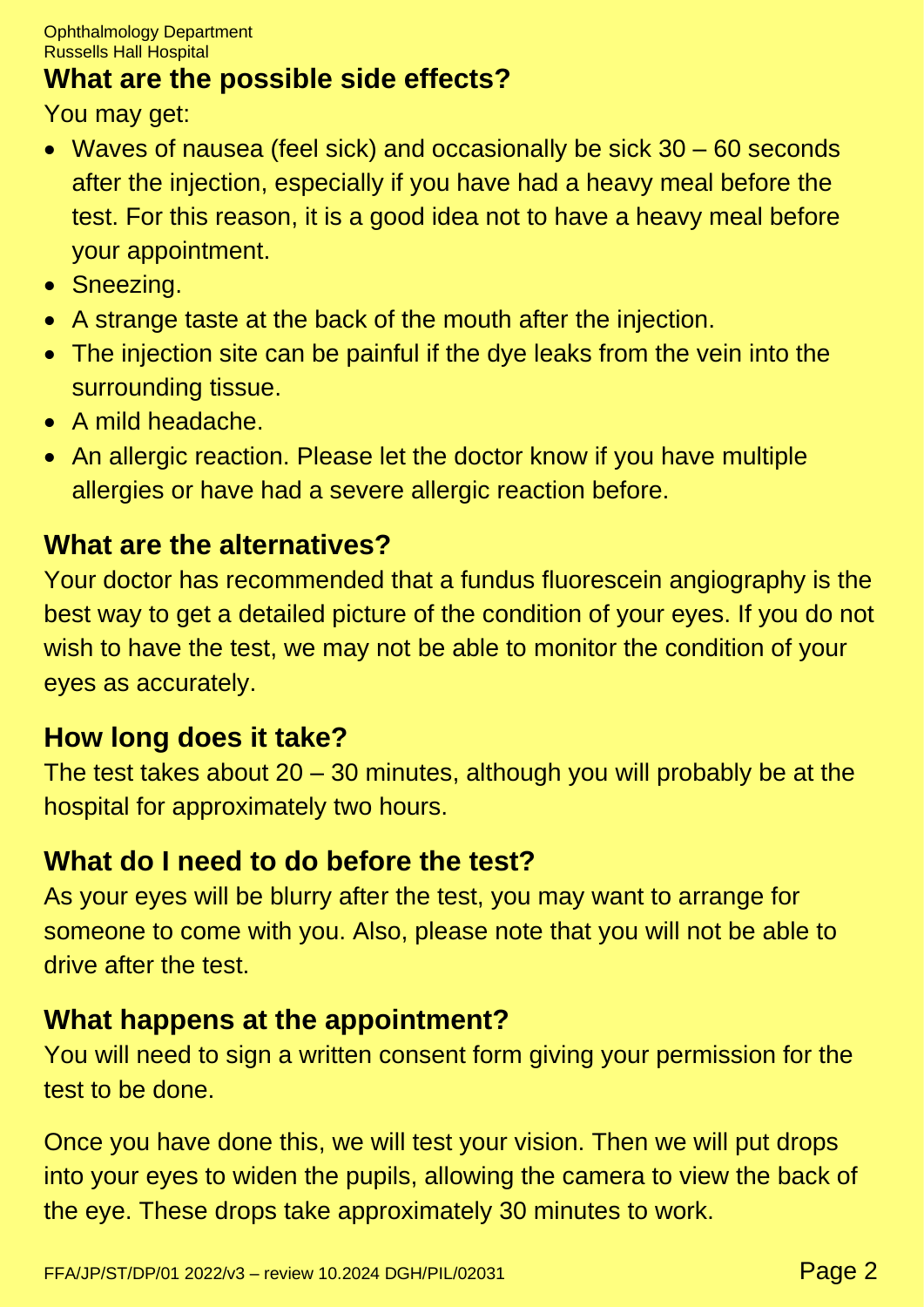## What are the possible side effects?

You may get:

- Waves of nausea (feel sick) and occasionally be sick 30 – 60 seconds after the injection, especially if you have had a heavy meal before the test. For this reason, it is a good idea not to have a heavy meal before your appointment.
- Sneezing.
- A strange taste at the back of the mouth after the injection.
- The injection site can be painful if the dye leaks from the vein into the surrounding tissue.
- A mild headache.
- An allergic reaction. Please let the doctor know if you have multiple allergies or have had a severe allergic reaction before.

## What are the alternatives?

Your doctor has recommended that a fundus fluorescein angiography is the best way to get a detailed picture of the condition of your eyes. If you do not wish to have the test, we may not be able to monitor the condition of your eyes as accurately.

## How long does it take?

The test takes about 20 – 30 minutes, although you will probably be at the hospital for approximately two hours.

## What do I need to do before the test?

As your eyes will be blurry after the test, you may want to arrange for someone to come with you. Also, please note that you will not be able to drive after the test.

## What happens at the appointment?

You will need to sign a written consent form giving your permission for the test to be done.

Once you have done this, we will test your vision. Then we will put drops into your eyes to widen the pupils, allowing the camera to view the back of the eye. These drops take approximately 30 minutes to work.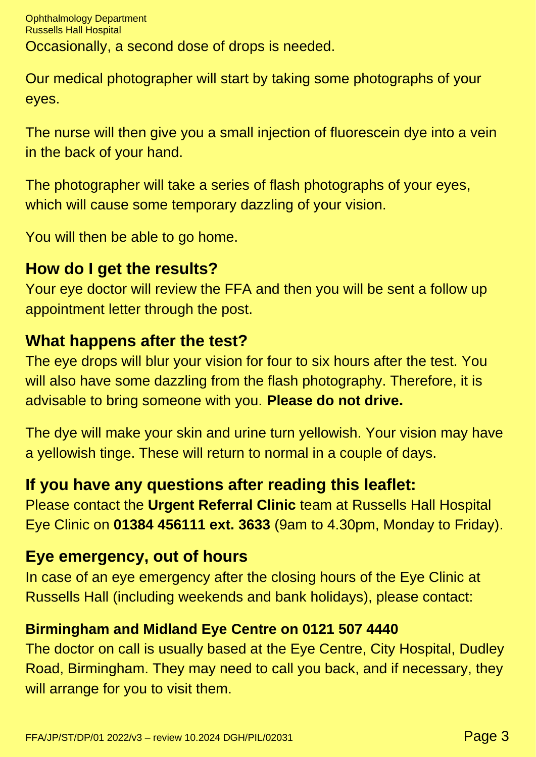Occasionally, a second dose of drops is needed.

Our medical photographer will start by taking some photographs of your eyes.

The nurse will then give you a small injection of fluorescein dye into a vein in the back of your hand.

The photographer will take a series of flash photographs of your eyes, which will cause some temporary dazzling of your vision.

You will then be able to go home.

## How do I get the results?

Your eye doctor will review the FFA and then you will be sent a follow up appointment letter through the post.

## What happens after the test?

The eye drops will blur your vision for four to six hours after the test. You will also have some dazzling from the flash photography. Therefore, it is advisable to bring someone with you. **Please do not drive.**

The dye will make your skin and urine turn yellowish. Your vision may have a yellowish tinge. These will return to normal in a couple of days.

## If you have any questions after reading this leaflet:

Please contact the **Urgent Referral Clinic** team at Russells Hall Hospital Eye Clinic on **01384 456111 ext. 3633** (9am to 4.30pm, Monday to Friday).

## Eye emergency, out of hours

In case of an eye emergency after the closing hours of the Eye Clinic at Russells Hall (including weekends and bank holidays), please contact:

**Birmingham and Midland Eye Centre on 0121 507 4440**

The doctor on call is usually based at the Eye Centre, City Hospital, Dudley Road, Birmingham. They may need to call you back, and if necessary, they will arrange for you to visit them.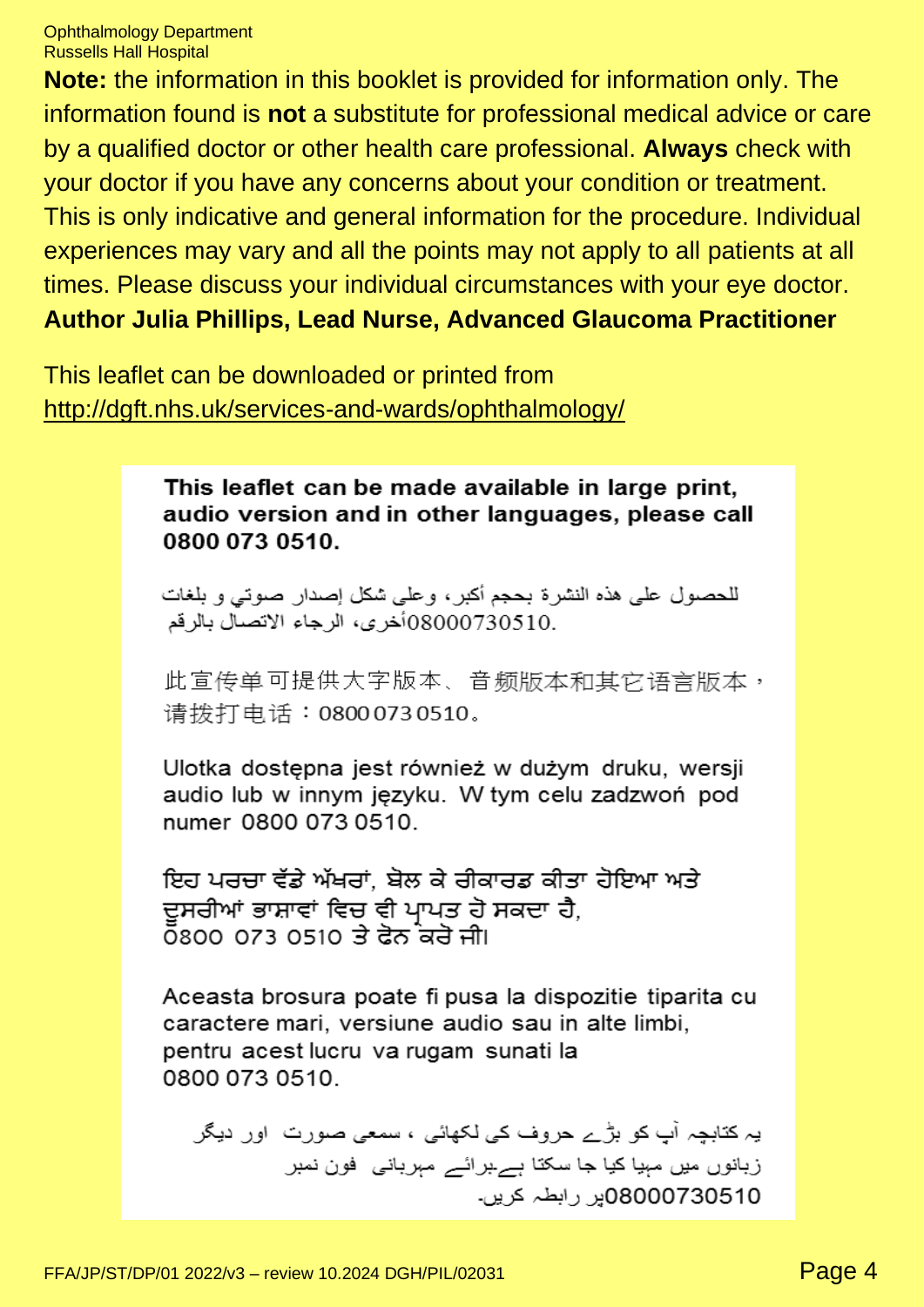Ophthalmology Department
Russells Hall Hospital

**Note:** the information in this booklet is provided for information only. The information found is **not** a substitute for professional medical advice or care by a qualified doctor or other health care professional. **Always** check with your doctor if you have any concerns about your condition or treatment. This is only indicative and general information for the procedure. Individual experiences may vary and all the points may not apply to all patients at all times. Please discuss your individual circumstances with your eye doctor.

**Author Julia Phillips, Lead Nurse, Advanced Glaucoma Practitioner**

This leaflet can be downloaded or printed from
http://dgft.nhs.uk/services-and-wards/ophthalmology/

**This leaflet can be made available in large print, audio version and in other languages, please call 0800 073 0510.**

للحصول على هذه النشرة بحجم أكبر، وعلى شكل إصدار صوتي و بلغات أخرى، الرجاء الاتصال بالرقم 08000730510.

此宣传单可提供大字版本、音频版本和其它语言版本，请拨打电话：0800 073 0510。

Ulotka dostępna jest również w dużym druku, wersji audio lub w innym języku. W tym celu zadzwoń pod numer 0800 073 0510.

ਇਹ ਪਰਚਾ ਵੱਡੇ ਅੱਖਰਾਂ, ਬੋਲ ਕੇ ਰੀਕਾਰਡ ਕੀਤਾ ਹੋਇਆ ਅਤੇ ਦੂਸਰੀਆਂ ਭਾਸ਼ਾਵਾਂ ਵਿਚ ਵੀ ਪ੍ਰਾਪਤ ਹੋ ਸਕਦਾ ਹੈ, 0800 073 0510 ਤੇ ਫੋਨ ਕਰੋ ਜੀ।

Aceasta brosura poate fi pusa la dispozitie tiparita cu caractere mari, versiune audio sau in alte limbi, pentru acest lucru va rugam sunati la 0800 073 0510.

یہ کتابچہ آپ کو بڑے حروف کی لکھائی ، سمعی صورت اور دیگر زبانوں میں مہیا کیا جا سکتا ہے۔برائے مہربانی فون نمبر 08000730510پر رابطہ کریں۔

FFA/JP/ST/DP/01 2022/v3 – review 10.2024 DGH/PIL/02031